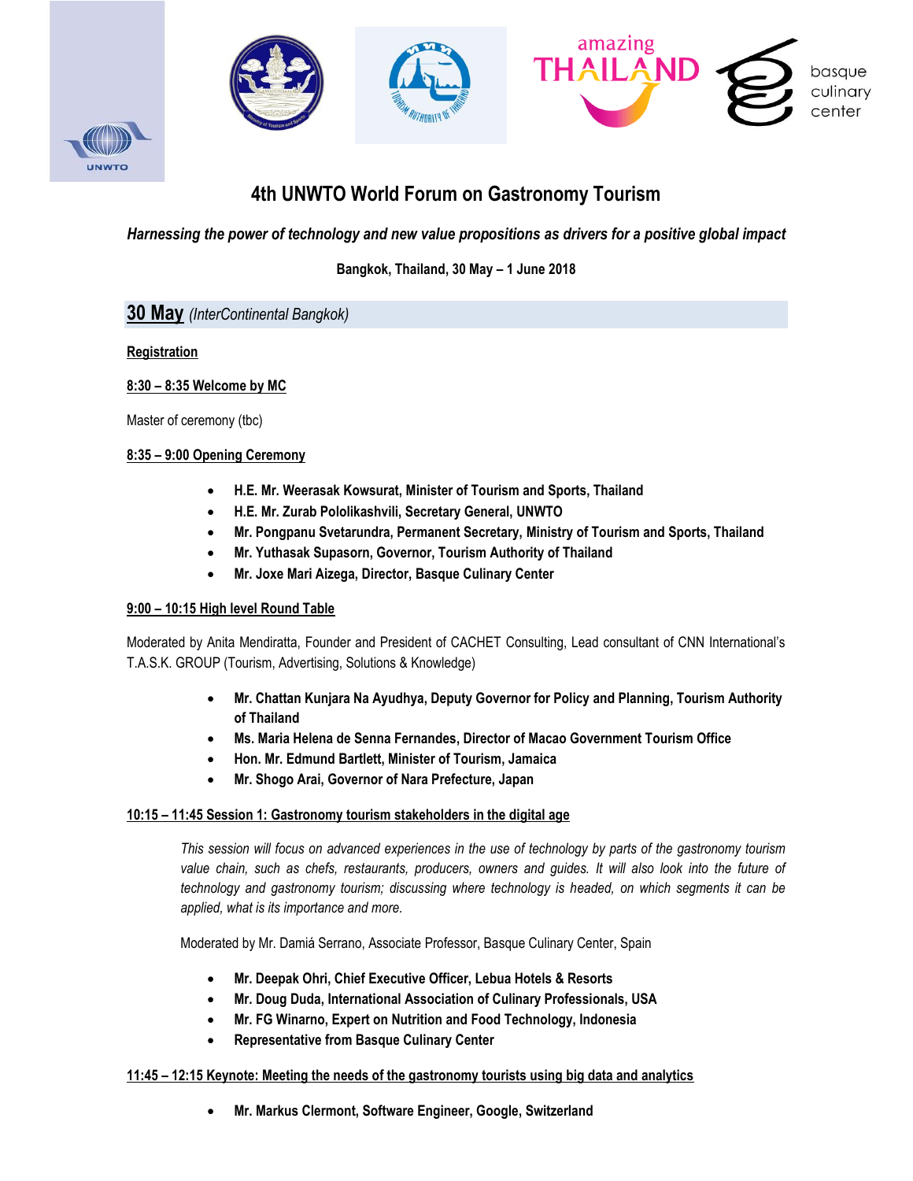# 4th UNWTO World Forum on Gastronomy Tourism

***Harnessing the power of technology and new value propositions as drivers for a positive global impact***

**Bangkok, Thailand, 30 May – 1 June 2018**

## 30 May *(InterContinental Bangkok)*

**Registration**

**8:30 – 8:35 Welcome by MC**

Master of ceremony (tbc)

**8:35 – 9:00 Opening Ceremony**

- **H.E. Mr. Weerasak Kowsurat, Minister of Tourism and Sports, Thailand**
- **H.E. Mr. Zurab Pololikashvili, Secretary General, UNWTO**
- **Mr. Pongpanu Svetarundra, Permanent Secretary, Ministry of Tourism and Sports, Thailand**
- **Mr. Yuthasak Supasorn, Governor, Tourism Authority of Thailand**
- **Mr. Joxe Mari Aizega, Director, Basque Culinary Center**

**9:00 – 10:15 High level Round Table**

Moderated by Anita Mendiratta, Founder and President of CACHET Consulting, Lead consultant of CNN International's T.A.S.K. GROUP (Tourism, Advertising, Solutions & Knowledge)

- **Mr. Chattan Kunjara Na Ayudhya, Deputy Governor for Policy and Planning, Tourism Authority of Thailand**
- **Ms. Maria Helena de Senna Fernandes, Director of Macao Government Tourism Office**
- **Hon. Mr. Edmund Bartlett, Minister of Tourism, Jamaica**
- **Mr. Shogo Arai, Governor of Nara Prefecture, Japan**

**10:15 – 11:45 Session 1: Gastronomy tourism stakeholders in the digital age**

*This session will focus on advanced experiences in the use of technology by parts of the gastronomy tourism value chain, such as chefs, restaurants, producers, owners and guides. It will also look into the future of technology and gastronomy tourism; discussing where technology is headed, on which segments it can be applied, what is its importance and more.*

Moderated by Mr. Damiá Serrano, Associate Professor, Basque Culinary Center, Spain

- **Mr. Deepak Ohri, Chief Executive Officer, Lebua Hotels & Resorts**
- **Mr. Doug Duda, International Association of Culinary Professionals, USA**
- **Mr. FG Winarno, Expert on Nutrition and Food Technology, Indonesia**
- **Representative from Basque Culinary Center**

**11:45 – 12:15 Keynote: Meeting the needs of the gastronomy tourists using big data and analytics**

- **Mr. Markus Clermont, Software Engineer, Google, Switzerland**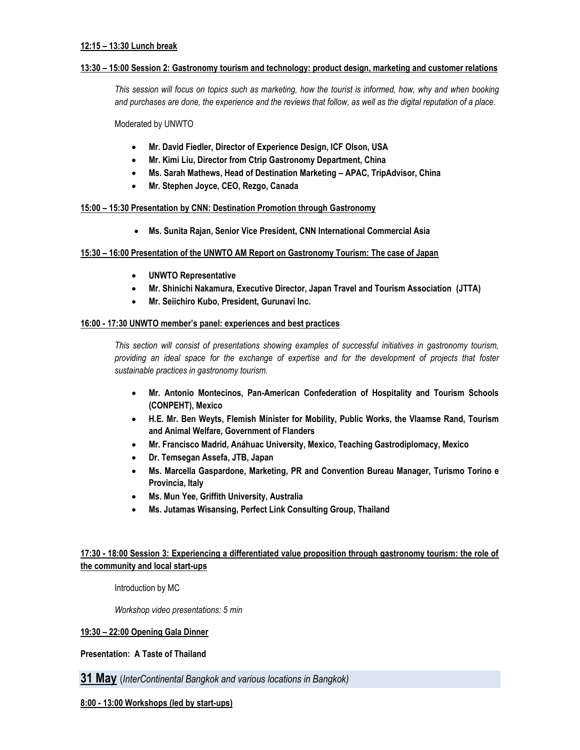**12:15 – 13:30 Lunch break**

**13:30 – 15:00 Session 2: Gastronomy tourism and technology: product design, marketing and customer relations**

*This session will focus on topics such as marketing, how the tourist is informed, how, why and when booking and purchases are done, the experience and the reviews that follow, as well as the digital reputation of a place.*

Moderated by UNWTO

- **Mr. David Fiedler, Director of Experience Design, ICF Olson, USA**
- **Mr. Kimi Liu, Director from Ctrip Gastronomy Department, China**
- **Ms. Sarah Mathews, Head of Destination Marketing – APAC, TripAdvisor, China**
- **Mr. Stephen Joyce, CEO, Rezgo, Canada**

**15:00 – 15:30 Presentation by CNN: Destination Promotion through Gastronomy**

- **Ms. Sunita Rajan, Senior Vice President, CNN International Commercial Asia**

**15:30 – 16:00 Presentation of the UNWTO AM Report on Gastronomy Tourism: The case of Japan**

- **UNWTO Representative**
- **Mr. Shinichi Nakamura, Executive Director, Japan Travel and Tourism Association (JTTA)**
- **Mr. Seiichiro Kubo, President, Gurunavi Inc.**

**16:00 - 17:30 UNWTO member's panel: experiences and best practices**

*This section will consist of presentations showing examples of successful initiatives in gastronomy tourism, providing an ideal space for the exchange of expertise and for the development of projects that foster sustainable practices in gastronomy tourism.*

- **Mr. Antonio Montecinos, Pan-American Confederation of Hospitality and Tourism Schools (CONPEHT), Mexico**
- **H.E. Mr. Ben Weyts, Flemish Minister for Mobility, Public Works, the Vlaamse Rand, Tourism and Animal Welfare, Government of Flanders**
- **Mr. Francisco Madrid, Anáhuac University, Mexico, Teaching Gastrodiplomacy, Mexico**
- **Dr. Temsegan Assefa, JTB, Japan**
- **Ms. Marcella Gaspardone, Marketing, PR and Convention Bureau Manager, Turismo Torino e Provincia, Italy**
- **Ms. Mun Yee, Griffith University, Australia**
- **Ms. Jutamas Wisansing, Perfect Link Consulting Group, Thailand**

**17:30 - 18:00 Session 3: Experiencing a differentiated value proposition through gastronomy tourism: the role of the community and local start-ups**

Introduction by MC

*Workshop video presentations: 5 min*

**19:30 – 22:00 Opening Gala Dinner**

**Presentation: A Taste of Thailand**

## 31 May (*InterContinental Bangkok and various locations in Bangkok)*

**8:00 - 13:00 Workshops (led by start-ups)**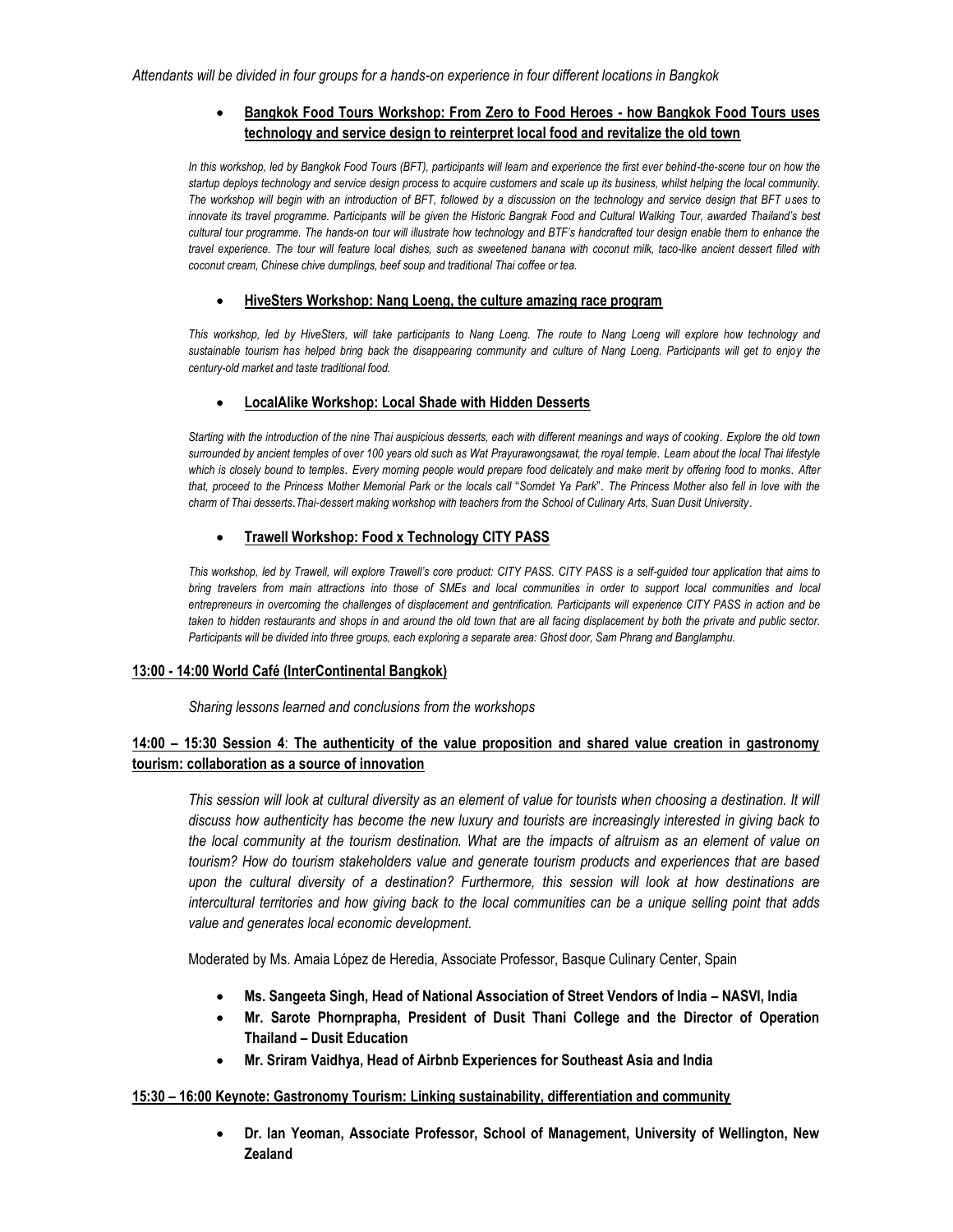*Attendants will be divided in four groups for a hands-on experience in four different locations in Bangkok*

- **Bangkok Food Tours Workshop: From Zero to Food Heroes - how Bangkok Food Tours uses technology and service design to reinterpret local food and revitalize the old town**

*In this workshop, led by Bangkok Food Tours (BFT), participants will learn and experience the first ever behind-the-scene tour on how the startup deploys technology and service design process to acquire customers and scale up its business, whilst helping the local community. The workshop will begin with an introduction of BFT, followed by a discussion on the technology and service design that BFT uses to innovate its travel programme. Participants will be given the Historic Bangrak Food and Cultural Walking Tour, awarded Thailand's best cultural tour programme. The hands-on tour will illustrate how technology and BTF's handcrafted tour design enable them to enhance the travel experience. The tour will feature local dishes, such as sweetened banana with coconut milk, taco-like ancient dessert filled with coconut cream, Chinese chive dumplings, beef soup and traditional Thai coffee or tea.*

- **HiveSters Workshop: Nang Loeng, the culture amazing race program**

*This workshop, led by HiveSters, will take participants to Nang Loeng. The route to Nang Loeng will explore how technology and sustainable tourism has helped bring back the disappearing community and culture of Nang Loeng. Participants will get to enjoy the century-old market and taste traditional food.*

- **LocalAlike Workshop: Local Shade with Hidden Desserts**

*Starting with the introduction of the nine Thai auspicious desserts, each with different meanings and ways of cooking. Explore the old town surrounded by ancient temples of over 100 years old such as Wat Prayurawongsawat, the royal temple. Learn about the local Thai lifestyle which is closely bound to temples. Every morning people would prepare food delicately and make merit by offering food to monks. After that, proceed to the Princess Mother Memorial Park or the locals call "Somdet Ya Park". The Princess Mother also fell in love with the charm of Thai desserts.Thai-dessert making workshop with teachers from the School of Culinary Arts, Suan Dusit University.*

- **Trawell Workshop: Food x Technology CITY PASS**

*This workshop, led by Trawell, will explore Trawell's core product: CITY PASS. CITY PASS is a self-guided tour application that aims to bring travelers from main attractions into those of SMEs and local communities in order to support local communities and local entrepreneurs in overcoming the challenges of displacement and gentrification. Participants will experience CITY PASS in action and be taken to hidden restaurants and shops in and around the old town that are all facing displacement by both the private and public sector. Participants will be divided into three groups, each exploring a separate area: Ghost door, Sam Phrang and Banglamphu.*

**13:00 - 14:00 World Café (InterContinental Bangkok)**

*Sharing lessons learned and conclusions from the workshops*

**14:00 – 15:30 Session 4: The authenticity of the value proposition and shared value creation in gastronomy tourism: collaboration as a source of innovation**

*This session will look at cultural diversity as an element of value for tourists when choosing a destination. It will discuss how authenticity has become the new luxury and tourists are increasingly interested in giving back to the local community at the tourism destination. What are the impacts of altruism as an element of value on tourism? How do tourism stakeholders value and generate tourism products and experiences that are based upon the cultural diversity of a destination? Furthermore, this session will look at how destinations are intercultural territories and how giving back to the local communities can be a unique selling point that adds value and generates local economic development.*

Moderated by Ms. Amaia López de Heredia, Associate Professor, Basque Culinary Center, Spain

- **Ms. Sangeeta Singh, Head of National Association of Street Vendors of India – NASVI, India**
- **Mr. Sarote Phornprapha, President of Dusit Thani College and the Director of Operation Thailand – Dusit Education**
- **Mr. Sriram Vaidhya, Head of Airbnb Experiences for Southeast Asia and India**

**15:30 – 16:00 Keynote: Gastronomy Tourism: Linking sustainability, differentiation and community**

- **Dr. Ian Yeoman, Associate Professor, School of Management, University of Wellington, New Zealand**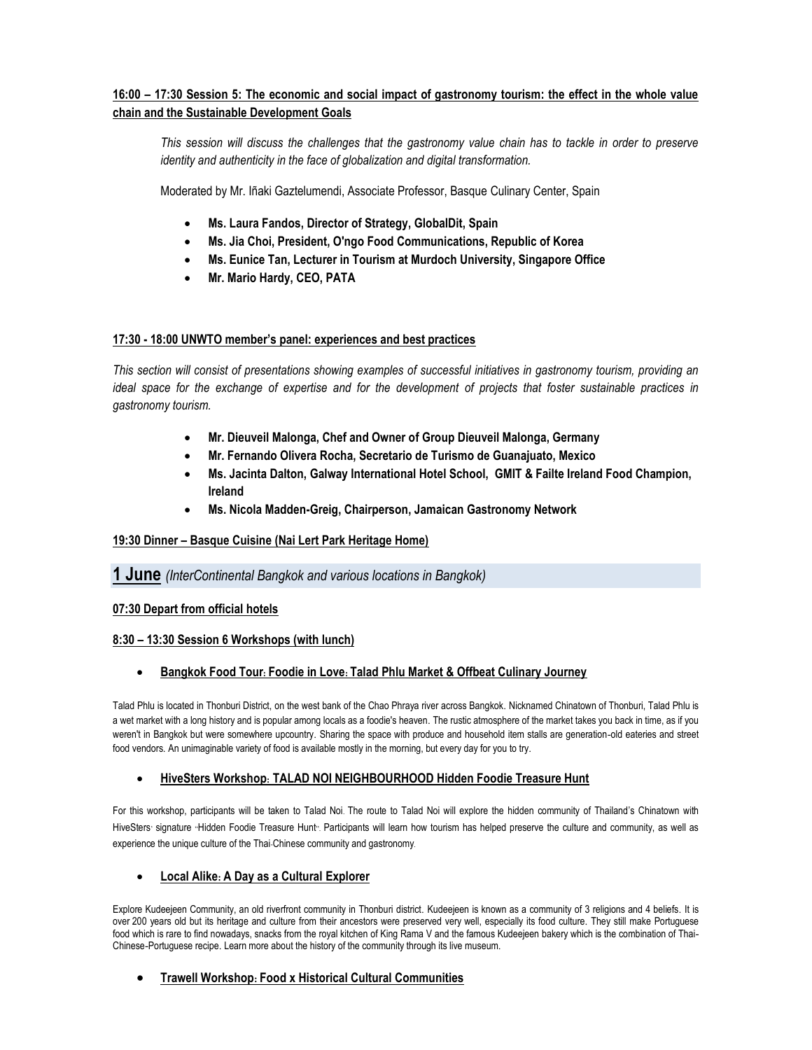**16:00 – 17:30 Session 5: The economic and social impact of gastronomy tourism: the effect in the whole value chain and the Sustainable Development Goals**

*This session will discuss the challenges that the gastronomy value chain has to tackle in order to preserve identity and authenticity in the face of globalization and digital transformation.*

Moderated by Mr. Iñaki Gaztelumendi, Associate Professor, Basque Culinary Center, Spain

- **Ms. Laura Fandos, Director of Strategy, GlobalDit, Spain**
- **Ms. Jia Choi, President, O'ngo Food Communications, Republic of Korea**
- **Ms. Eunice Tan, Lecturer in Tourism at Murdoch University, Singapore Office**
- **Mr. Mario Hardy, CEO, PATA**

**17:30 - 18:00 UNWTO member's panel: experiences and best practices**

*This section will consist of presentations showing examples of successful initiatives in gastronomy tourism, providing an ideal space for the exchange of expertise and for the development of projects that foster sustainable practices in gastronomy tourism.*

- **Mr. Dieuveil Malonga, Chef and Owner of Group Dieuveil Malonga, Germany**
- **Mr. Fernando Olivera Rocha, Secretario de Turismo de Guanajuato, Mexico**
- **Ms. Jacinta Dalton, Galway International Hotel School, GMIT & Failte Ireland Food Champion, Ireland**
- **Ms. Nicola Madden-Greig, Chairperson, Jamaican Gastronomy Network**

**19:30 Dinner – Basque Cuisine (Nai Lert Park Heritage Home)**

## 1 June *(InterContinental Bangkok and various locations in Bangkok)*

**07:30 Depart from official hotels**

**8:30 – 13:30 Session 6 Workshops (with lunch)**

- **Bangkok Food Tour: Foodie in Love: Talad Phlu Market & Offbeat Culinary Journey**

Talad Phlu is located in Thonburi District, on the west bank of the Chao Phraya river across Bangkok. Nicknamed Chinatown of Thonburi, Talad Phlu is a wet market with a long history and is popular among locals as a foodie's heaven. The rustic atmosphere of the market takes you back in time, as if you weren't in Bangkok but were somewhere upcountry. Sharing the space with produce and household item stalls are generation-old eateries and street food vendors. An unimaginable variety of food is available mostly in the morning, but every day for you to try.

- **HiveSters Workshop: TALAD NOI NEIGHBOURHOOD Hidden Foodie Treasure Hunt**

For this workshop, participants will be taken to Talad Noi. The route to Talad Noi will explore the hidden community of Thailand's Chinatown with HiveSters' signature "Hidden Foodie Treasure Hunt". Participants will learn how tourism has helped preserve the culture and community, as well as experience the unique culture of the Thai-Chinese community and gastronomy.

- **Local Alike: A Day as a Cultural Explorer**

Explore Kudeejeen Community, an old riverfront community in Thonburi district. Kudeejeen is known as a community of 3 religions and 4 beliefs. It is over 200 years old but its heritage and culture from their ancestors were preserved very well, especially its food culture. They still make Portuguese food which is rare to find nowadays, snacks from the royal kitchen of King Rama V and the famous Kudeejeen bakery which is the combination of Thai-Chinese-Portuguese recipe. Learn more about the history of the community through its live museum.

- **Trawell Workshop: Food x Historical Cultural Communities**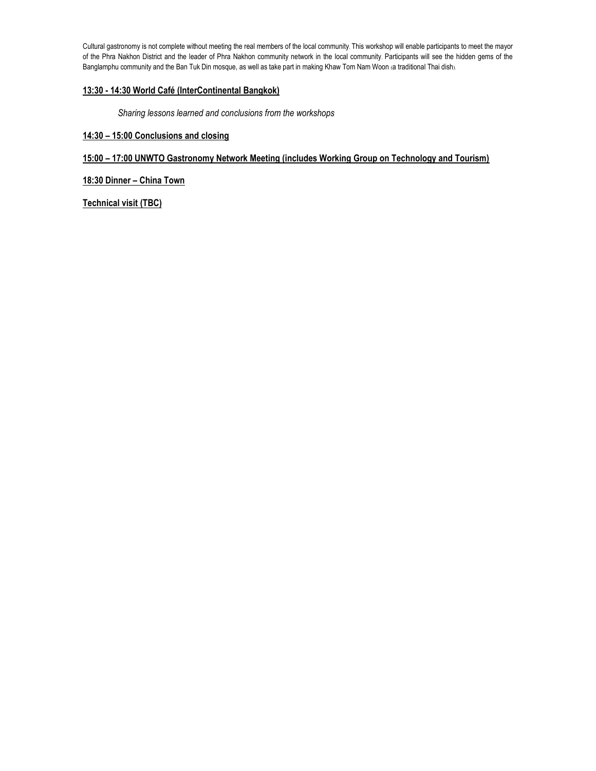Cultural gastronomy is not complete without meeting the real members of the local community. This workshop will enable participants to meet the mayor of the Phra Nakhon District and the leader of Phra Nakhon community network in the local community. Participants will see the hidden gems of the Banglamphu community and the Ban Tuk Din mosque, as well as take part in making Khaw Tom Nam Woon (a traditional Thai dish).

**13:30 - 14:30 World Café (InterContinental Bangkok)**

*Sharing lessons learned and conclusions from the workshops*

**14:30 – 15:00 Conclusions and closing**

**15:00 – 17:00 UNWTO Gastronomy Network Meeting (includes Working Group on Technology and Tourism)**

**18:30 Dinner – China Town**

**Technical visit (TBC)**